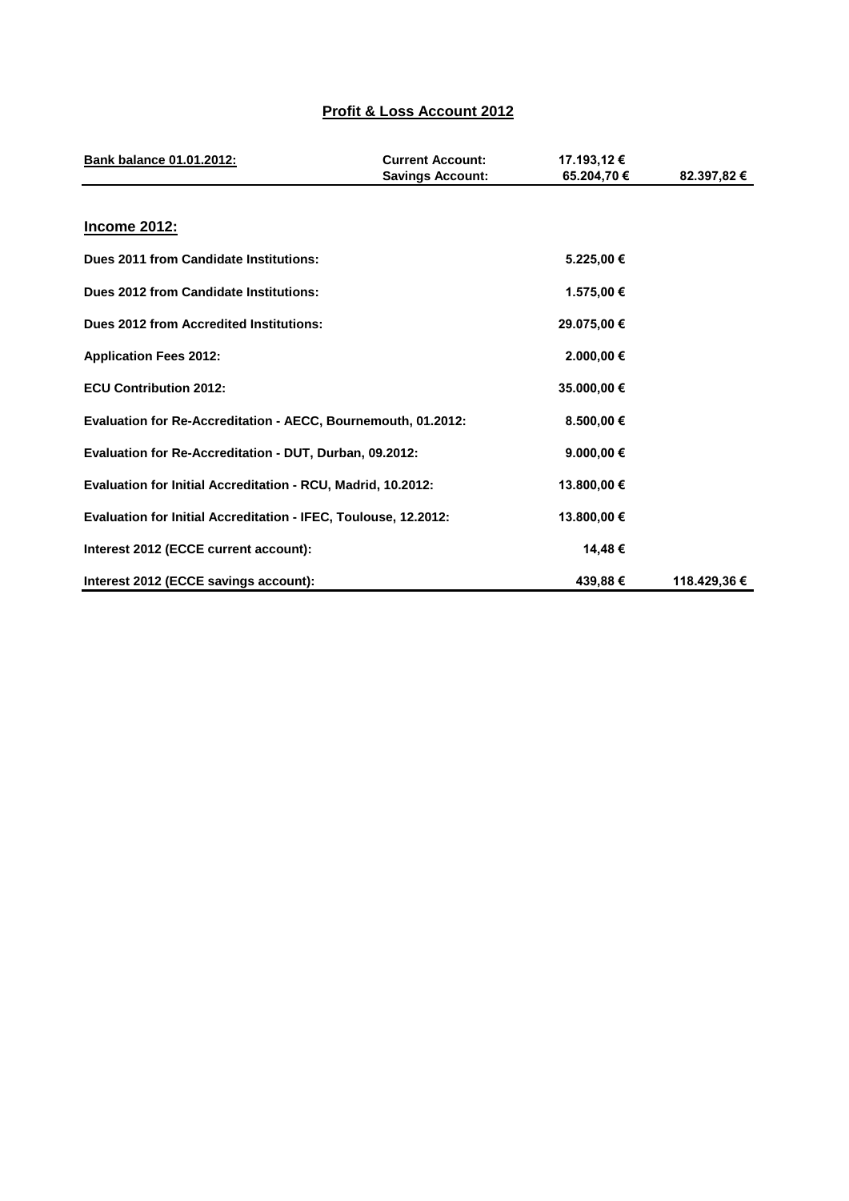# Profit & Loss Account 2012

| **Bank balance 01.01.2012:** | **Current Account:** | **17.193,12 €** | |
|---|---|---|---|
| | **Savings Account:** | **65.204,70 €** | **82.397,82 €** |

## Income 2012:

| | | |
|---|---|---|
| **Dues 2011 from Candidate Institutions:** | **5.225,00 €** | |
| **Dues 2012 from Candidate Institutions:** | **1.575,00 €** | |
| **Dues 2012 from Accredited Institutions:** | **29.075,00 €** | |
| **Application Fees 2012:** | **2.000,00 €** | |
| **ECU Contribution 2012:** | **35.000,00 €** | |
| **Evaluation for Re-Accreditation - AECC, Bournemouth, 01.2012:** | **8.500,00 €** | |
| **Evaluation for Re-Accreditation - DUT, Durban, 09.2012:** | **9.000,00 €** | |
| **Evaluation for Initial Accreditation - RCU, Madrid, 10.2012:** | **13.800,00 €** | |
| **Evaluation for Initial Accreditation - IFEC, Toulouse, 12.2012:** | **13.800,00 €** | |
| **Interest 2012 (ECCE current account):** | **14,48 €** | |
| **Interest 2012 (ECCE savings account):** | **439,88 €** | **118.429,36 €** |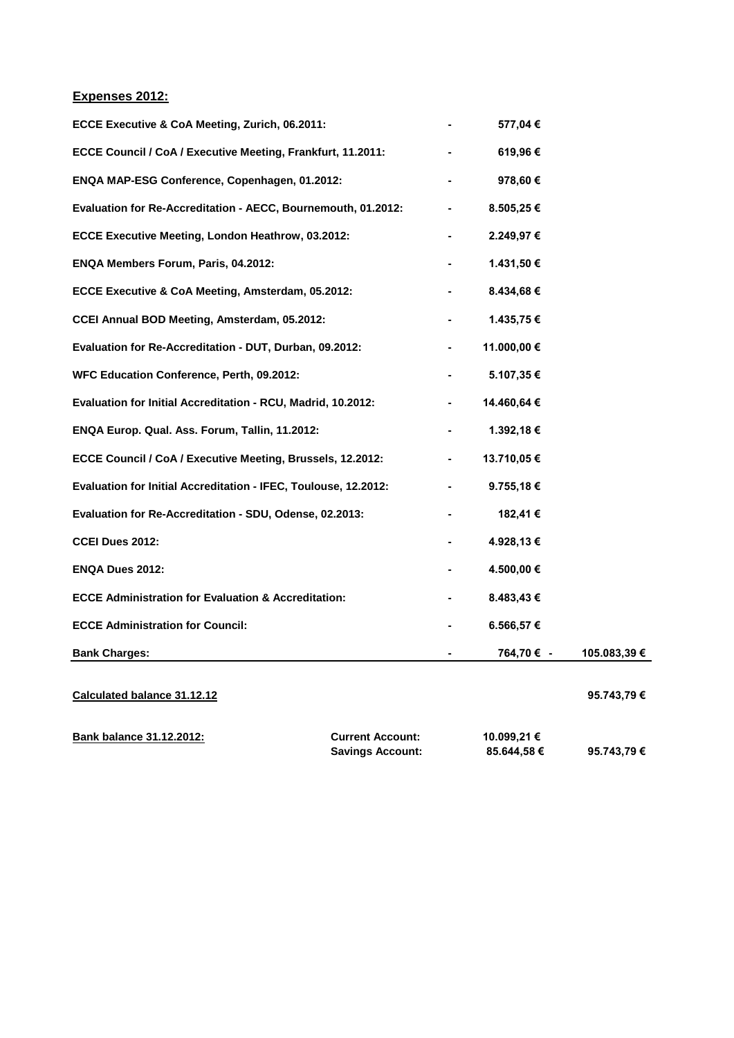## Expenses 2012:

| | | | |
|---|---|---|---|
| **ECCE Executive & CoA Meeting, Zurich, 06.2011:** | **-** | **577,04 €** | |
| **ECCE Council / CoA / Executive Meeting, Frankfurt, 11.2011:** | **-** | **619,96 €** | |
| **ENQA MAP-ESG Conference, Copenhagen, 01.2012:** | **-** | **978,60 €** | |
| **Evaluation for Re-Accreditation - AECC, Bournemouth, 01.2012:** | **-** | **8.505,25 €** | |
| **ECCE Executive Meeting, London Heathrow, 03.2012:** | **-** | **2.249,97 €** | |
| **ENQA Members Forum, Paris, 04.2012:** | **-** | **1.431,50 €** | |
| **ECCE Executive & CoA Meeting, Amsterdam, 05.2012:** | **-** | **8.434,68 €** | |
| **CCEI Annual BOD Meeting, Amsterdam, 05.2012:** | **-** | **1.435,75 €** | |
| **Evaluation for Re-Accreditation - DUT, Durban, 09.2012:** | **-** | **11.000,00 €** | |
| **WFC Education Conference, Perth, 09.2012:** | **-** | **5.107,35 €** | |
| **Evaluation for Initial Accreditation - RCU, Madrid, 10.2012:** | **-** | **14.460,64 €** | |
| **ENQA Europ. Qual. Ass. Forum, Tallin, 11.2012:** | **-** | **1.392,18 €** | |
| **ECCE Council / CoA / Executive Meeting, Brussels, 12.2012:** | **-** | **13.710,05 €** | |
| **Evaluation for Initial Accreditation - IFEC, Toulouse, 12.2012:** | **-** | **9.755,18 €** | |
| **Evaluation for Re-Accreditation - SDU, Odense, 02.2013:** | **-** | **182,41 €** | |
| **CCEI Dues 2012:** | **-** | **4.928,13 €** | |
| **ENQA Dues 2012:** | **-** | **4.500,00 €** | |
| **ECCE Administration for Evaluation & Accreditation:** | **-** | **8.483,43 €** | |
| **ECCE Administration for Council:** | **-** | **6.566,57 €** | |
| **Bank Charges:** | **-** | **764,70 € -** | **105.083,39 €** |

| | | | |
|---|---|---|---|
| **Calculated balance 31.12.12** | | | **95.743,79 €** |
| **Bank balance 31.12.2012:** | **Current Account:** | **10.099,21 €** | |
| | **Savings Account:** | **85.644,58 €** | **95.743,79 €** |